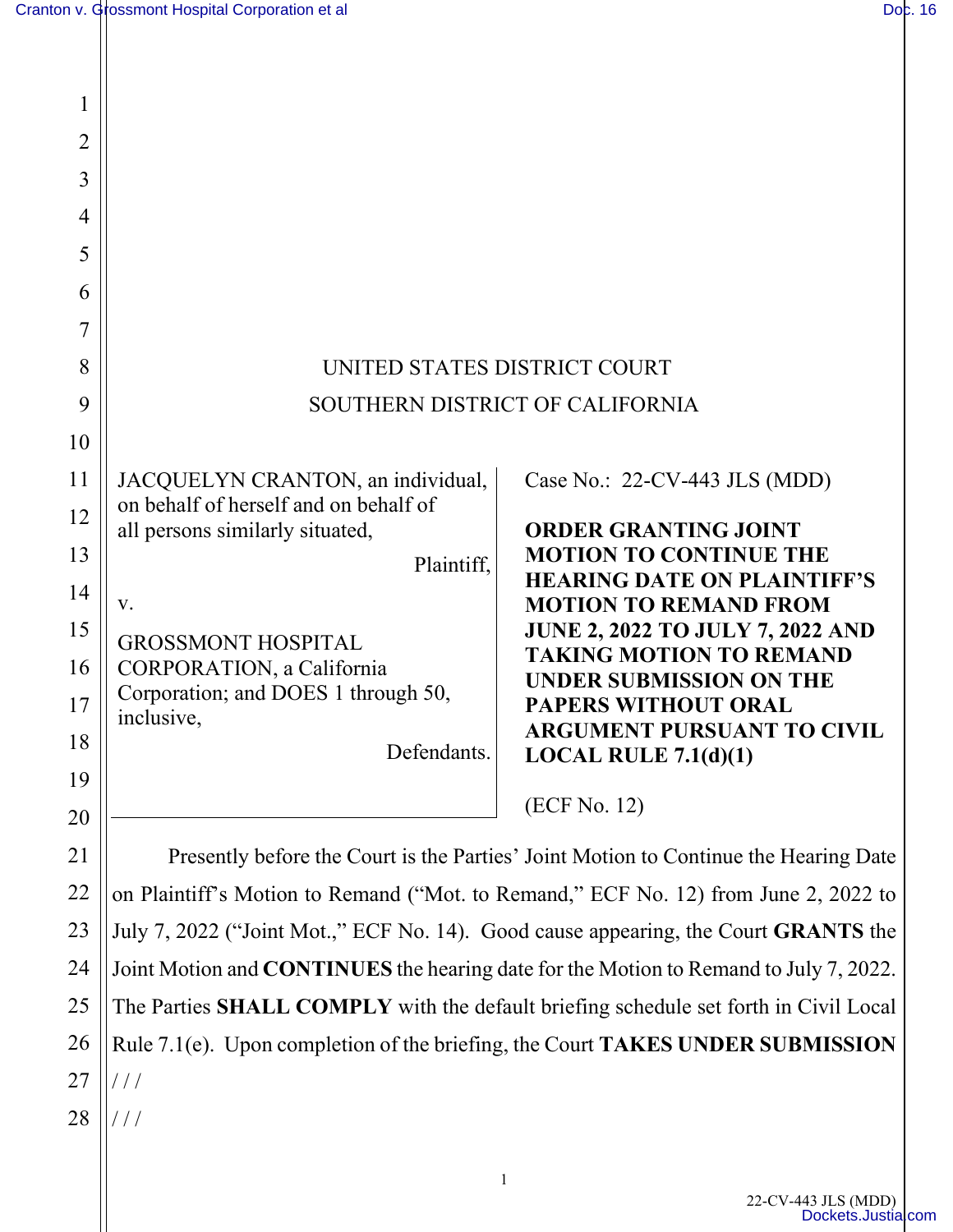UNITED STATES DISTRICT COURT

SOUTHERN DISTRICT OF CALIFORNIA

JACQUELYN CRANTON, an individual, on behalf of herself and on behalf of all persons similarly situated,

Plaintiff,

v.

GROSSMONT HOSPITAL CORPORATION, a California Corporation; and DOES 1 through 50, inclusive,

Defendants.

Case No.: 22-CV-443 JLS (MDD)

**ORDER GRANTING JOINT MOTION TO CONTINUE THE HEARING DATE ON PLAINTIFF'S MOTION TO REMAND FROM JUNE 2, 2022 TO JULY 7, 2022 AND TAKING MOTION TO REMAND UNDER SUBMISSION ON THE PAPERS WITHOUT ORAL ARGUMENT PURSUANT TO CIVIL LOCAL RULE 7.1(d)(1)**

(ECF No. 12)

Presently before the Court is the Parties' Joint Motion to Continue the Hearing Date on Plaintiff's Motion to Remand ("Mot. to Remand," ECF No. 12) from June 2, 2022 to July 7, 2022 ("Joint Mot.," ECF No. 14). Good cause appearing, the Court **GRANTS** the Joint Motion and **CONTINUES** the hearing date for the Motion to Remand to July 7, 2022. The Parties **SHALL COMPLY** with the default briefing schedule set forth in Civil Local Rule 7.1(e). Upon completion of the briefing, the Court **TAKES UNDER SUBMISSION**

/ / /

/ / /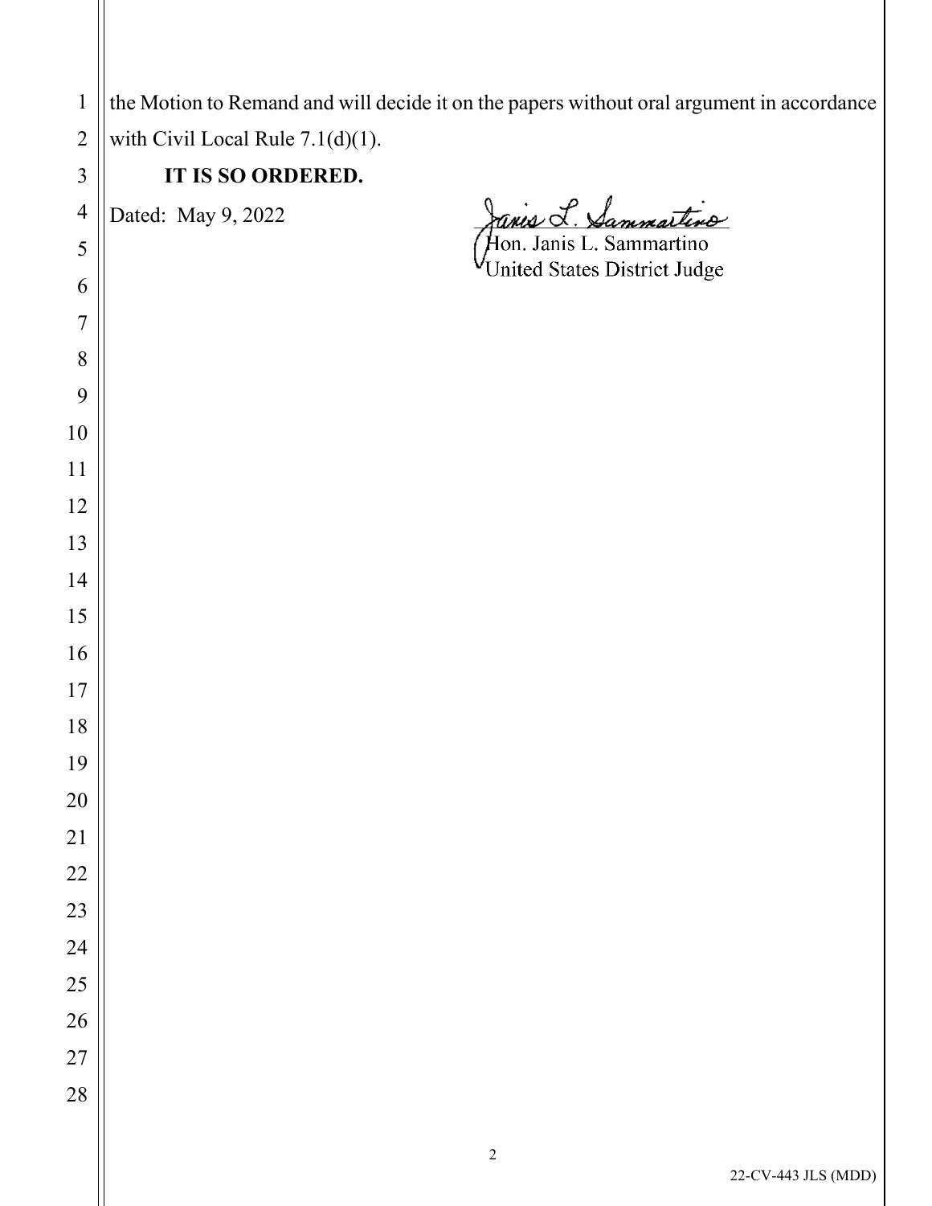the Motion to Remand and will decide it on the papers without oral argument in accordance with Civil Local Rule 7.1(d)(1).

**IT IS SO ORDERED.**

Dated: May 9, 2022

Hon. Janis L. Sammartino
United States District Judge